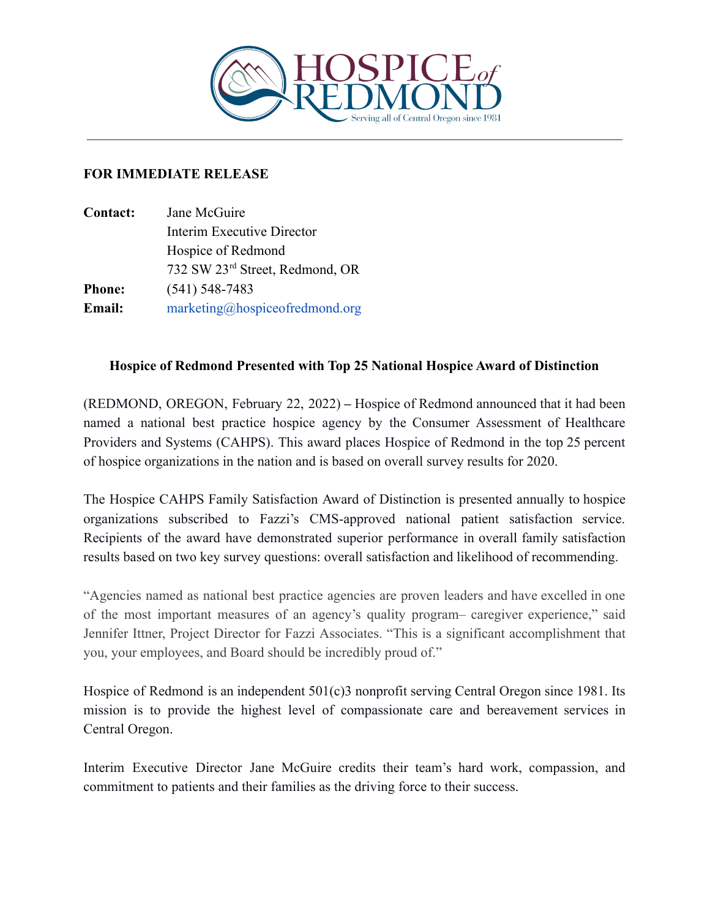HOSPICE of REDMOND
Serving all of Central Oregon since 1981

---

**FOR IMMEDIATE RELEASE**

**Contact:** Jane McGuire
Interim Executive Director
Hospice of Redmond
732 SW 23rd Street, Redmond, OR
**Phone:** (541) 548-7483
**Email:** marketing@hospiceofredmond.org

**Hospice of Redmond Presented with Top 25 National Hospice Award of Distinction**

(REDMOND, OREGON, February 22, 2022) **–** Hospice of Redmond announced that it had been named a national best practice hospice agency by the Consumer Assessment of Healthcare Providers and Systems (CAHPS). This award places Hospice of Redmond in the top 25 percent of hospice organizations in the nation and is based on overall survey results for 2020.

The Hospice CAHPS Family Satisfaction Award of Distinction is presented annually to hospice organizations subscribed to Fazzi's CMS-approved national patient satisfaction service. Recipients of the award have demonstrated superior performance in overall family satisfaction results based on two key survey questions: overall satisfaction and likelihood of recommending.

"Agencies named as national best practice agencies are proven leaders and have excelled in one of the most important measures of an agency's quality program– caregiver experience," said Jennifer Ittner, Project Director for Fazzi Associates. "This is a significant accomplishment that you, your employees, and Board should be incredibly proud of."

Hospice of Redmond is an independent 501(c)3 nonprofit serving Central Oregon since 1981. Its mission is to provide the highest level of compassionate care and bereavement services in Central Oregon.

Interim Executive Director Jane McGuire credits their team's hard work, compassion, and commitment to patients and their families as the driving force to their success.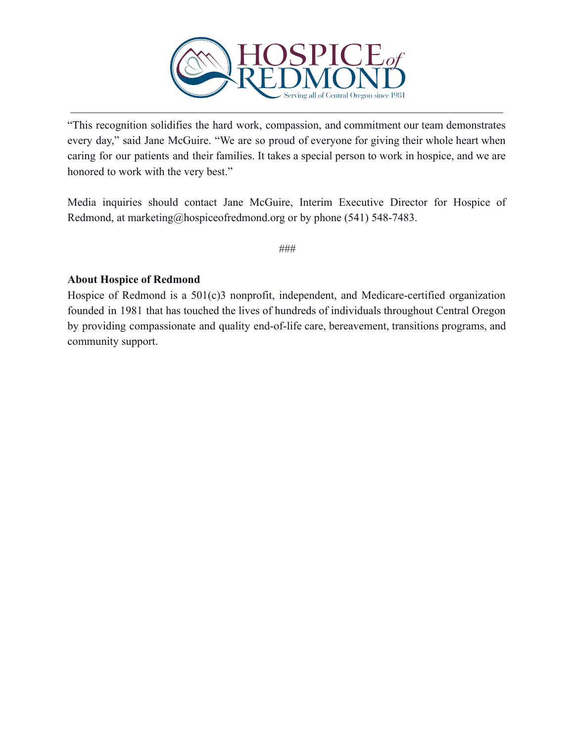"This recognition solidifies the hard work, compassion, and commitment our team demonstrates every day," said Jane McGuire. "We are so proud of everyone for giving their whole heart when caring for our patients and their families. It takes a special person to work in hospice, and we are honored to work with the very best."

Media inquiries should contact Jane McGuire, Interim Executive Director for Hospice of Redmond, at marketing@hospiceofredmond.org or by phone (541) 548-7483.

###

**About Hospice of Redmond**

Hospice of Redmond is a 501(c)3 nonprofit, independent, and Medicare-certified organization founded in 1981 that has touched the lives of hundreds of individuals throughout Central Oregon by providing compassionate and quality end-of-life care, bereavement, transitions programs, and community support.